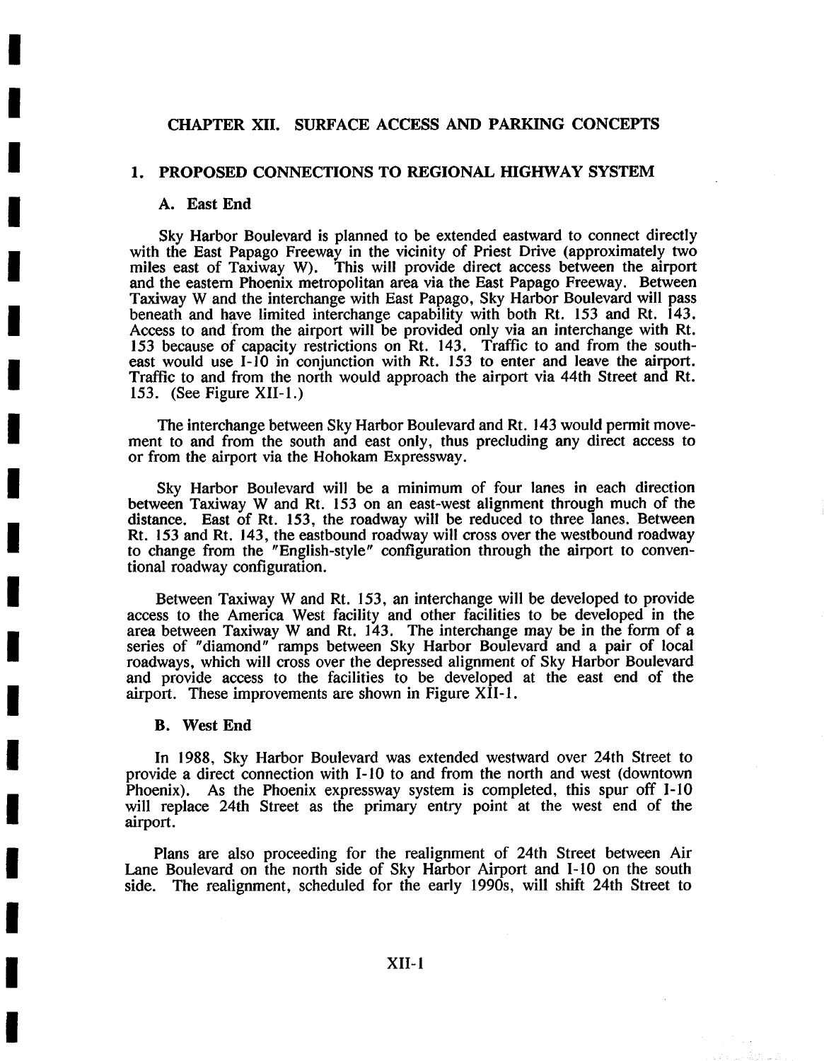# CHAPTER XII. SURFACE ACCESS AND PARKING CONCEPTS

## 1. PROPOSED CONNECTIONS TO REGIONAL HIGHWAY SYSTEM

### A. East End

Sky Harbor Boulevard is planned to be extended eastward to connect directly with the East Papago Freeway in the vicinity of Priest Drive (approximately two miles east of Taxiway W). This will provide direct access between the airport and the eastern Phoenix metropolitan area via the East Papago Freeway. Between Taxiway W and the interchange with East Papago, Sky Harbor Boulevard will pass beneath and have limited interchange capability with both Rt. 153 and Rt. 143. Access to and from the airport will be provided only via an interchange with Rt. 153 because of capacity restrictions on Rt. 143. Traffic to and from the southeast would use I-10 in conjunction with Rt. 153 to enter and leave the airport. Traffic to and from the north would approach the airport via 44th Street and Rt. 153. (See Figure XII-1.)

The interchange between Sky Harbor Boulevard and Rt. 143 would permit movement to and from the south and east only, thus precluding any direct access to or from the airport via the Hohokam Expressway.

Sky Harbor Boulevard will be a minimum of four lanes in each direction between Taxiway W and Rt. 153 on an east-west alignment through much of the distance. East of Rt. 153, the roadway will be reduced to three lanes. Between Rt. 153 and Rt. 143, the eastbound roadway will cross over the westbound roadway to change from the "English-style" configuration through the airport to conventional roadway configuration.

Between Taxiway W and Rt. 153, an interchange will be developed to provide access to the America West facility and other facilities to be developed in the area between Taxiway W and Rt. 143. The interchange may be in the form of a series of "diamond" ramps between Sky Harbor Boulevard and a pair of local roadways, which will cross over the depressed alignment of Sky Harbor Boulevard and provide access to the facilities to be developed at the east end of the airport. These improvements are shown in Figure XII-1.

### B. West End

In 1988, Sky Harbor Boulevard was extended westward over 24th Street to provide a direct connection with I-10 to and from the north and west (downtown Phoenix). As the Phoenix expressway system is completed, this spur off I-10 will replace 24th Street as the primary entry point at the west end of the airport.

Plans are also proceeding for the realignment of 24th Street between Air Lane Boulevard on the north side of Sky Harbor Airport and I-10 on the south side. The realignment, scheduled for the early 1990s, will shift 24th Street to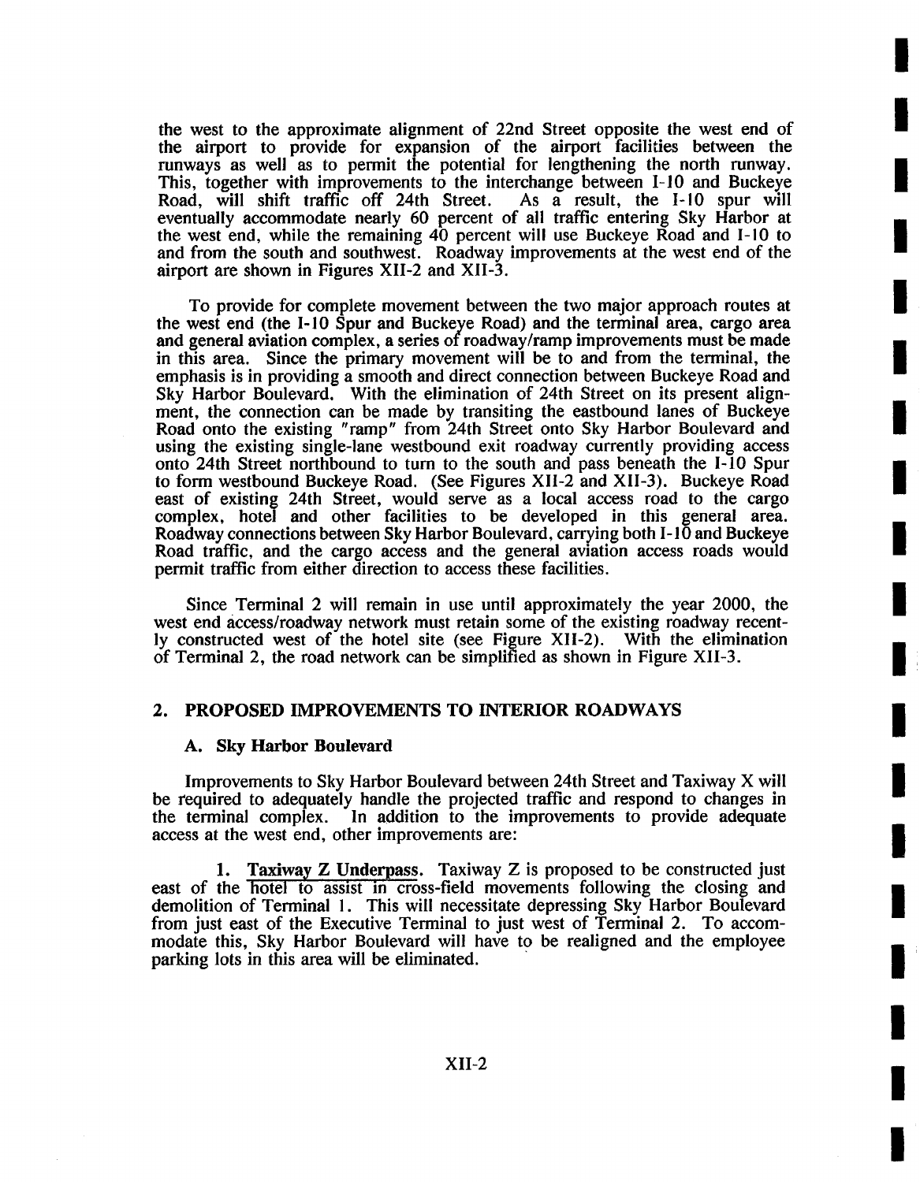the west to the approximate alignment of 22nd Street opposite the west end of the airport to provide for expansion of the airport facilities between the runways as well as to permit the potential for lengthening the north runway. This, together with improvements to the interchange between I-10 and Buckeye Road, will shift traffic off 24th Street. As a result, the I-10 spur will eventually accommodate nearly 60 percent of all traffic entering Sky Harbor at the west end, while the remaining 40 percent will use Buckeye Road and I-10 to and from the south and southwest. Roadway improvements at the west end of the airport are shown in Figures XII-2 and XII-3.

To provide for complete movement between the two major approach routes at the west end (the I-10 Spur and Buckeye Road) and the terminal area, cargo area and general aviation complex, a series of roadway/ramp improvements must be made in this area. Since the primary movement will be to and from the terminal, the emphasis is in providing a smooth and direct connection between Buckeye Road and Sky Harbor Boulevard. With the elimination of 24th Street on its present alignment, the connection can be made by transiting the eastbound lanes of Buckeye Road onto the existing "ramp" from 24th Street onto Sky Harbor Boulevard and using the existing single-lane westbound exit roadway currently providing access onto 24th Street northbound to turn to the south and pass beneath the I-10 Spur to form westbound Buckeye Road. (See Figures XII-2 and XII-3). Buckeye Road east of existing 24th Street, would serve as a local access road to the cargo complex, hotel and other facilities to be developed in this general area. Roadway connections between Sky Harbor Boulevard, carrying both I-10 and Buckeye Road traffic, and the cargo access and the general aviation access roads would permit traffic from either direction to access these facilities.

Since Terminal 2 will remain in use until approximately the year 2000, the west end access/roadway network must retain some of the existing roadway recently constructed west of the hotel site (see Figure XII-2). With the elimination of Terminal 2, the road network can be simplified as shown in Figure XII-3.

## 2. PROPOSED IMPROVEMENTS TO INTERIOR ROADWAYS

### A. Sky Harbor Boulevard

Improvements to Sky Harbor Boulevard between 24th Street and Taxiway X will be required to adequately handle the projected traffic and respond to changes in the terminal complex. In addition to the improvements to provide adequate access at the west end, other improvements are:

1. **Taxiway Z Underpass**. Taxiway Z is proposed to be constructed just east of the hotel to assist in cross-field movements following the closing and demolition of Terminal 1. This will necessitate depressing Sky Harbor Boulevard from just east of the Executive Terminal to just west of Terminal 2. To accommodate this, Sky Harbor Boulevard will have to be realigned and the employee parking lots in this area will be eliminated.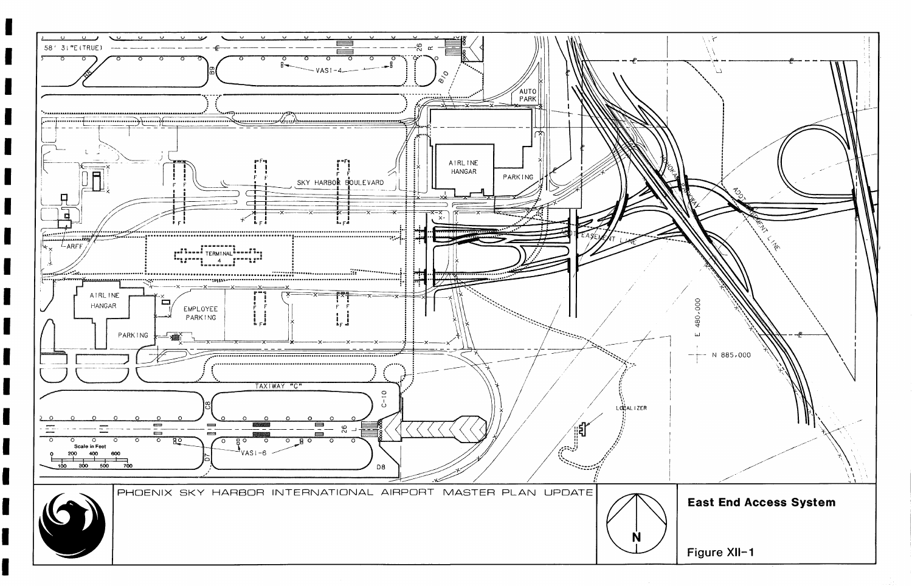PHOENIX SKY HARBOR INTERNATIONAL AIRPORT MASTER PLAN UPDATE

58' 31"E (TRUE)

26 R

B9

B8

B10

VASI-4

AUTO PARK

AIRLINE HANGAR

PARKING

SKY HARBOR BOULEVARD

HOHOKAM PARKWAY

ADOT EASEMENT LINE

ADOT EASEMENT LINE

ARFF

TERMINAL 4

AIRLINE HANGAR

EMPLOYEE PARKING

PARKING

E 480,000

N 885,000

TAXIWAY "C"

C8

C-10

26 L

LOCALIZER

VASI-6

D7

D8

Scale in Feet

0 200 400 600

100 300 500 700

N

**East End Access System**

Figure XII-1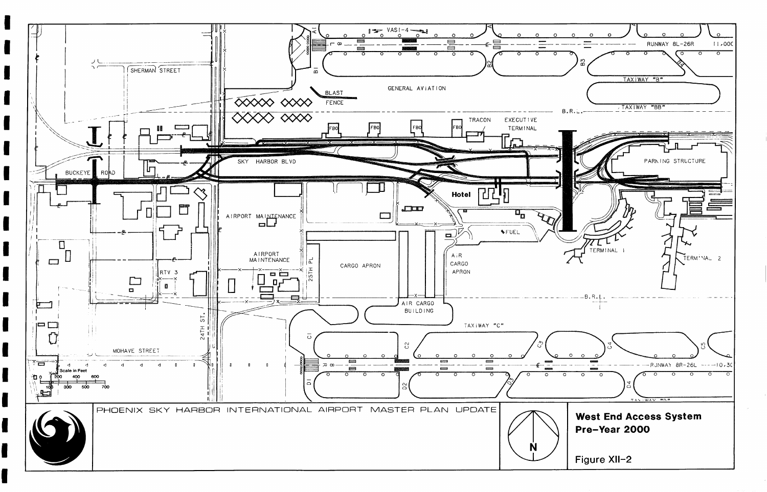PHOENIX SKY HARBOR INTERNATIONAL AIRPORT MASTER PLAN UPDATE

**West End Access System**
**Pre-Year 2000**

Figure XII-2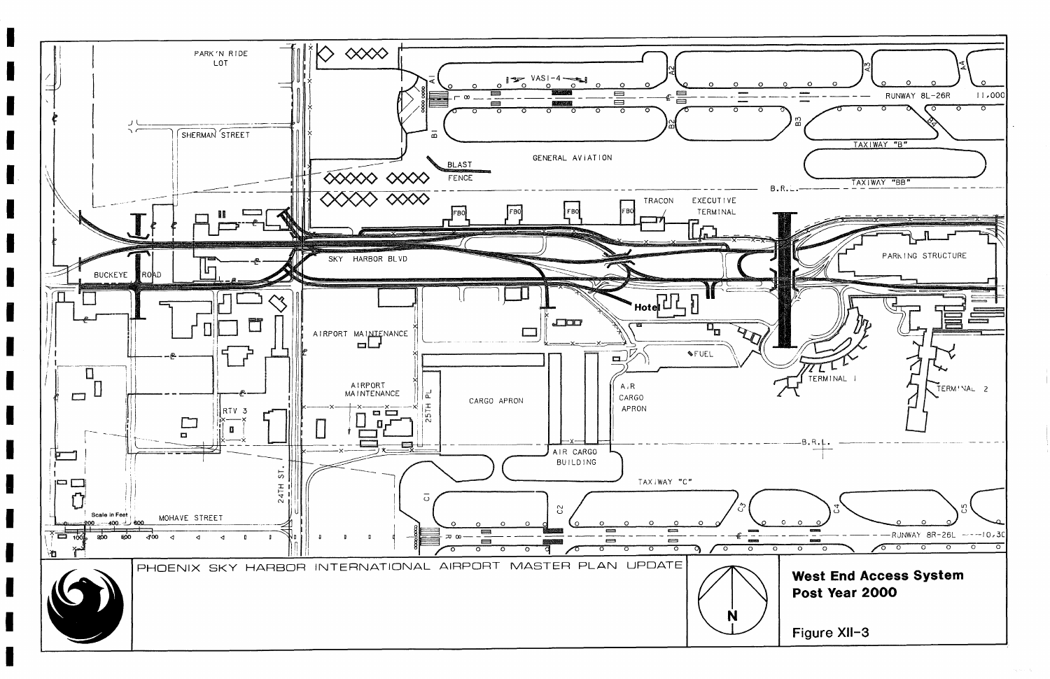PHOENIX SKY HARBOR INTERNATIONAL AIRPORT MASTER PLAN UPDATE

**West End Access System Post Year 2000**

Figure XII-3

PARK 'N RIDE LOT

SHERMAN STREET

BUCKEYE ROAD

SKY HARBOR BLVD

VASI-4

RUNWAY 8L-26R 11,000

A1 A2 A3 A4

B1 B2 B3 B4

GENERAL AVIATION

BLAST FENCE

TAXIWAY "B"

TAXIWAY "BB"

B.R.L.

FBO FBO FBO FBO

TRACON

EXECUTIVE TERMINAL

PARKING STRUCTURE

Hotel

FUEL

TERMINAL 1

TERMINAL 2

AIRPORT MAINTENANCE

AIRPORT MAINTENANCE

RTV 3

25TH PL

CARGO APRON

AIR CARGO APRON

AIR CARGO BUILDING

B.R.L.

TAXIWAY "C"

C1 C2 C3 C4 C5

RUNWAY 8R-26L 10,300

24TH ST.

MOHAVE STREET

Scale in Feet 200 400 600 100 300 500 700

N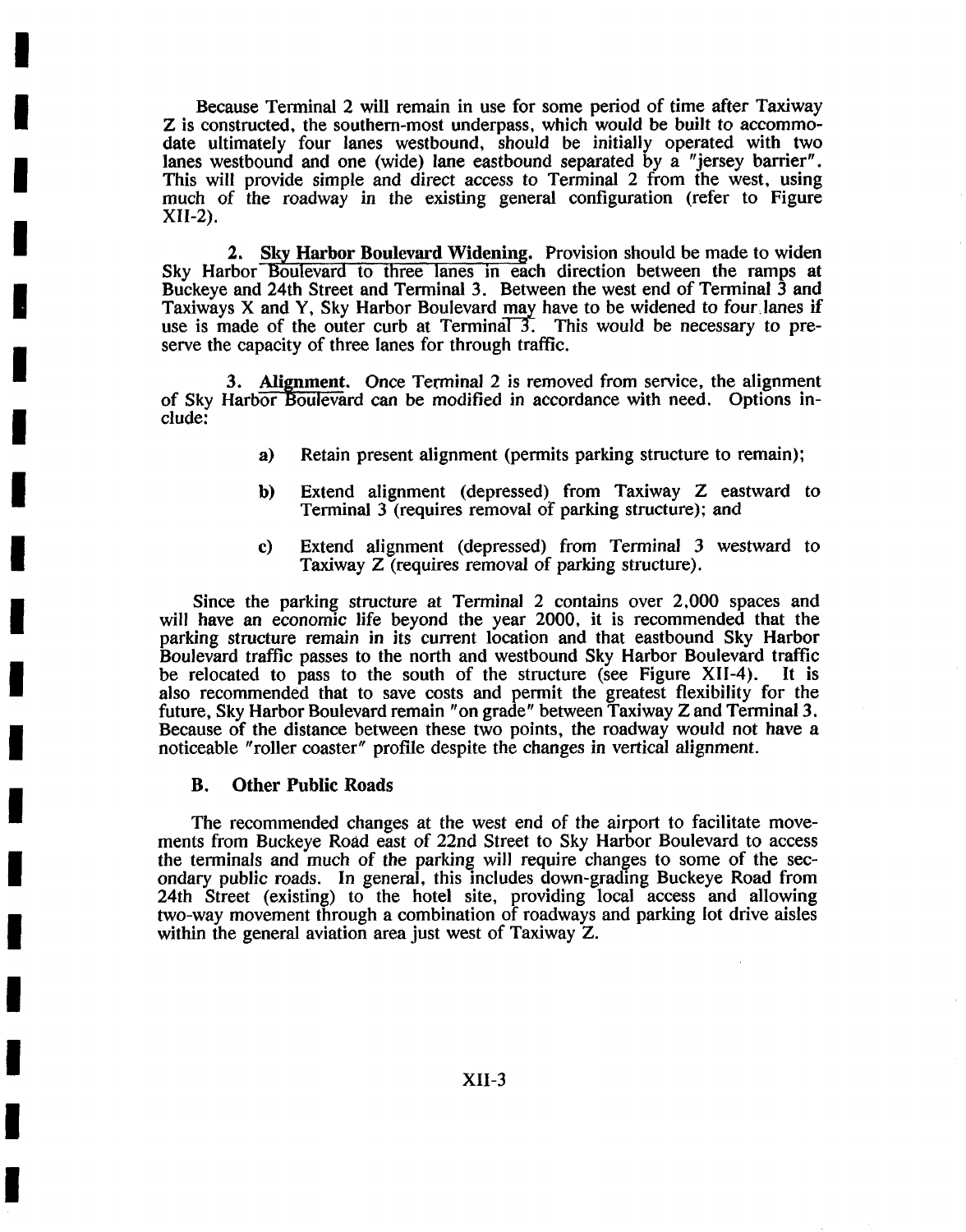Because Terminal 2 will remain in use for some period of time after Taxiway Z is constructed, the southern-most underpass, which would be built to accommodate ultimately four lanes westbound, should be initially operated with two lanes westbound and one (wide) lane eastbound separated by a "jersey barrier". This will provide simple and direct access to Terminal 2 from the west, using much of the roadway in the existing general configuration (refer to Figure XII-2).

2. Sky Harbor Boulevard Widening. Provision should be made to widen Sky Harbor Boulevard to three lanes in each direction between the ramps at Buckeye and 24th Street and Terminal 3. Between the west end of Terminal 3 and Taxiways X and Y, Sky Harbor Boulevard may have to be widened to four lanes if use is made of the outer curb at Terminal 3. This would be necessary to preserve the capacity of three lanes for through traffic.

3. Alignment. Once Terminal 2 is removed from service, the alignment of Sky Harbor Boulevard can be modified in accordance with need. Options include:

a) Retain present alignment (permits parking structure to remain);

b) Extend alignment (depressed) from Taxiway Z eastward to Terminal 3 (requires removal of parking structure); and

c) Extend alignment (depressed) from Terminal 3 westward to Taxiway Z (requires removal of parking structure).

Since the parking structure at Terminal 2 contains over 2,000 spaces and will have an economic life beyond the year 2000, it is recommended that the parking structure remain in its current location and that eastbound Sky Harbor Boulevard traffic passes to the north and westbound Sky Harbor Boulevard traffic be relocated to pass to the south of the structure (see Figure XII-4). It is also recommended that to save costs and permit the greatest flexibility for the future, Sky Harbor Boulevard remain "on grade" between Taxiway Z and Terminal 3. Because of the distance between these two points, the roadway would not have a noticeable "roller coaster" profile despite the changes in vertical alignment.

### B. Other Public Roads

The recommended changes at the west end of the airport to facilitate movements from Buckeye Road east of 22nd Street to Sky Harbor Boulevard to access the terminals and much of the parking will require changes to some of the secondary public roads. In general, this includes down-grading Buckeye Road from 24th Street (existing) to the hotel site, providing local access and allowing two-way movement through a combination of roadways and parking lot drive aisles within the general aviation area just west of Taxiway Z.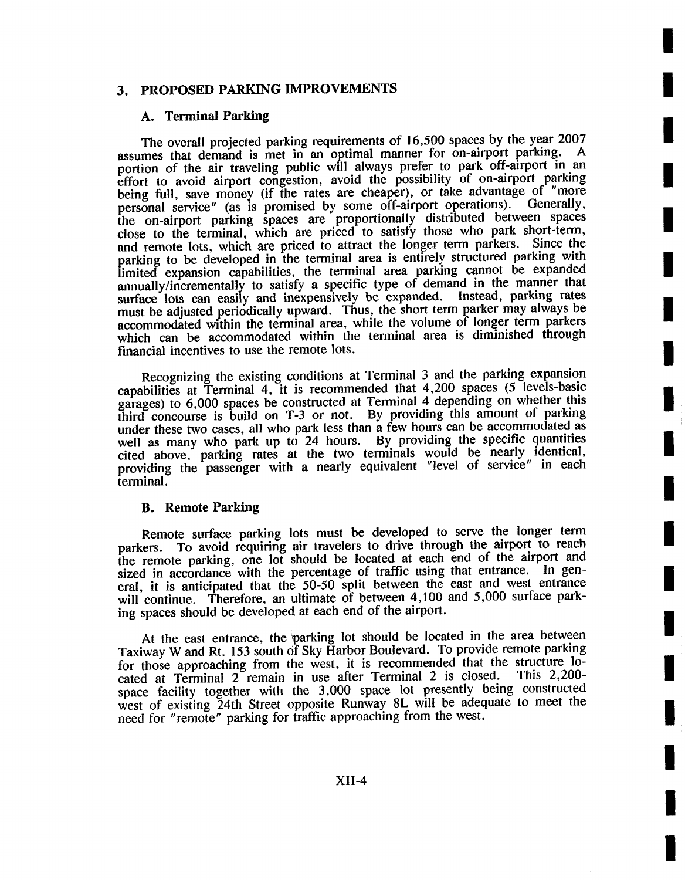## 3. PROPOSED PARKING IMPROVEMENTS

### A. Terminal Parking

The overall projected parking requirements of 16,500 spaces by the year 2007 assumes that demand is met in an optimal manner for on-airport parking. A portion of the air traveling public will always prefer to park off-airport in an effort to avoid airport congestion, avoid the possibility of on-airport parking being full, save money (if the rates are cheaper), or take advantage of "more personal service" (as is promised by some off-airport operations). Generally, the on-airport parking spaces are proportionally distributed between spaces close to the terminal, which are priced to satisfy those who park short-term, and remote lots, which are priced to attract the longer term parkers. Since the parking to be developed in the terminal area is entirely structured parking with limited expansion capabilities, the terminal area parking cannot be expanded annually/incrementally to satisfy a specific type of demand in the manner that surface lots can easily and inexpensively be expanded. Instead, parking rates must be adjusted periodically upward. Thus, the short term parker may always be accommodated within the terminal area, while the volume of longer term parkers which can be accommodated within the terminal area is diminished through financial incentives to use the remote lots.

Recognizing the existing conditions at Terminal 3 and the parking expansion capabilities at Terminal 4, it is recommended that 4,200 spaces (5 levels-basic garages) to 6,000 spaces be constructed at Terminal 4 depending on whether this third concourse is build on T-3 or not. By providing this amount of parking under these two cases, all who park less than a few hours can be accommodated as well as many who park up to 24 hours. By providing the specific quantities cited above, parking rates at the two terminals would be nearly identical, providing the passenger with a nearly equivalent "level of service" in each terminal.

### B. Remote Parking

Remote surface parking lots must be developed to serve the longer term parkers. To avoid requiring air travelers to drive through the airport to reach the remote parking, one lot should be located at each end of the airport and sized in accordance with the percentage of traffic using that entrance. In general, it is anticipated that the 50-50 split between the east and west entrance will continue. Therefore, an ultimate of between 4,100 and 5,000 surface parking spaces should be developed at each end of the airport.

At the east entrance, the parking lot should be located in the area between Taxiway W and Rt. 153 south of Sky Harbor Boulevard. To provide remote parking for those approaching from the west, it is recommended that the structure located at Terminal 2 remain in use after Terminal 2 is closed. This 2,200-space facility together with the 3,000 space lot presently being constructed west of existing 24th Street opposite Runway 8L will be adequate to meet the need for "remote" parking for traffic approaching from the west.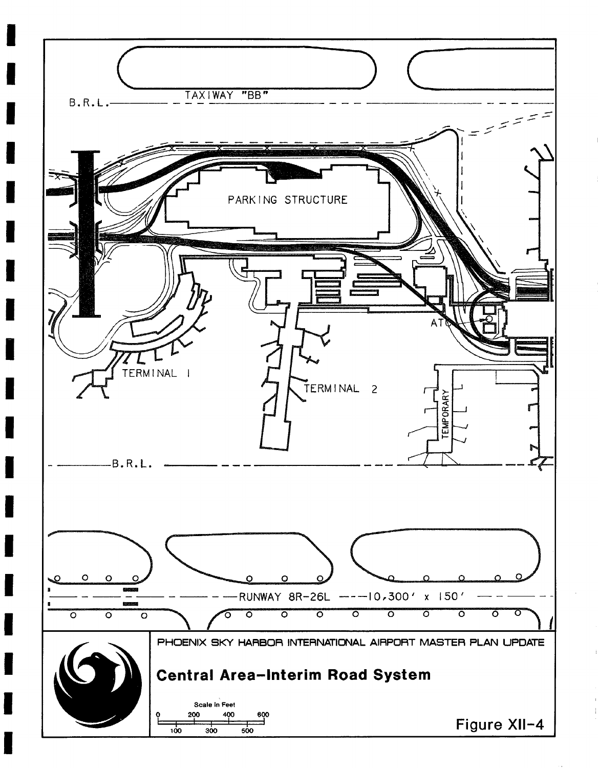TAXIWAY "BB"

B.R.L.

PARKING STRUCTURE

ATC

TERMINAL 1

TERMINAL 2

TEMPORARY

B.R.L.

RUNWAY 8R-26L ---10,300' x 150'

PHOENIX SKY HARBOR INTERNATIONAL AIRPORT MASTER PLAN UPDATE

**Central Area-Interim Road System**

Scale in Feet

0 100 200 300 400 500 600

Figure XII-4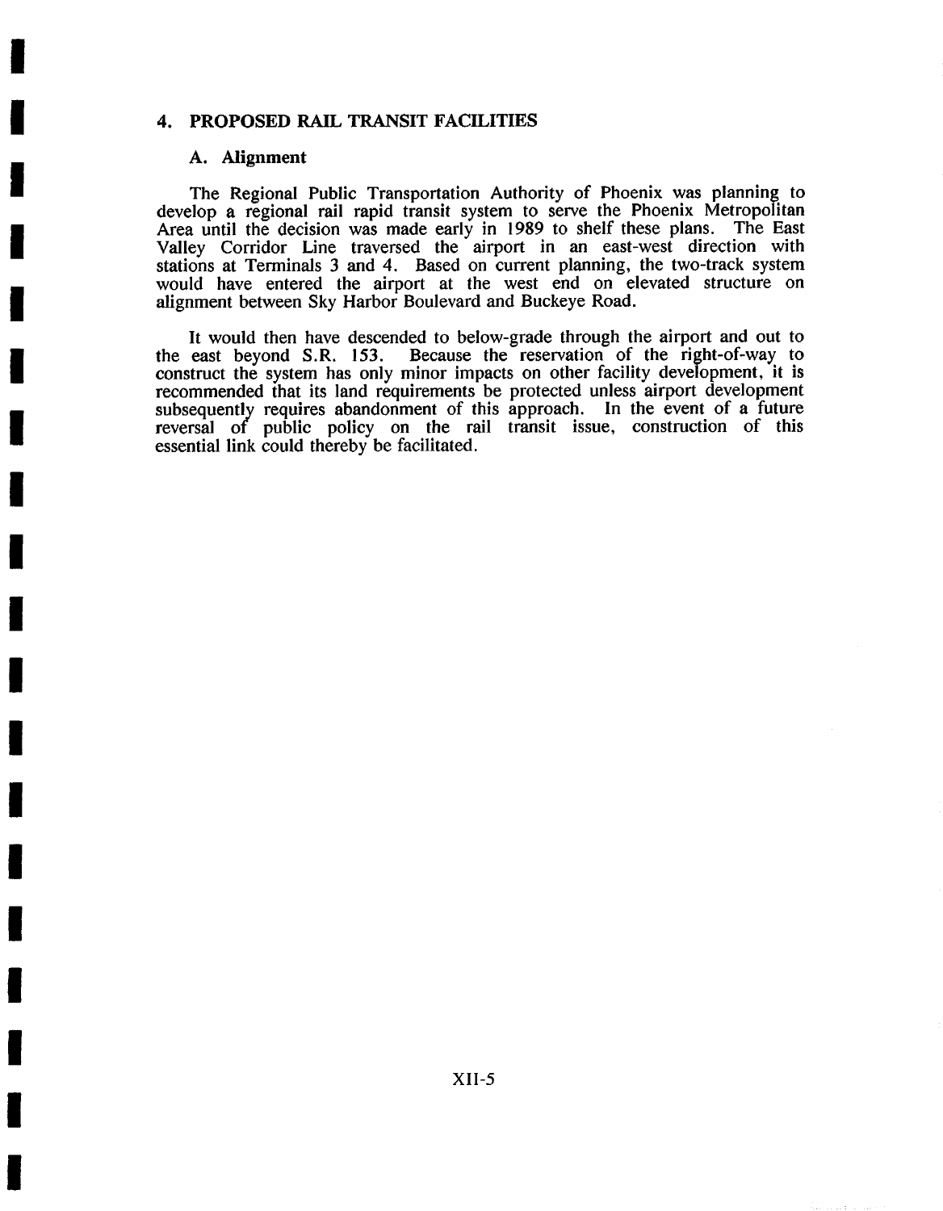## 4. PROPOSED RAIL TRANSIT FACILITIES

### A. Alignment

The Regional Public Transportation Authority of Phoenix was planning to develop a regional rail rapid transit system to serve the Phoenix Metropolitan Area until the decision was made early in 1989 to shelf these plans. The East Valley Corridor Line traversed the airport in an east-west direction with stations at Terminals 3 and 4. Based on current planning, the two-track system would have entered the airport at the west end on elevated structure on alignment between Sky Harbor Boulevard and Buckeye Road.

It would then have descended to below-grade through the airport and out to the east beyond S.R. 153. Because the reservation of the right-of-way to construct the system has only minor impacts on other facility development, it is recommended that its land requirements be protected unless airport development subsequently requires abandonment of this approach. In the event of a future reversal of public policy on the rail transit issue, construction of this essential link could thereby be facilitated.